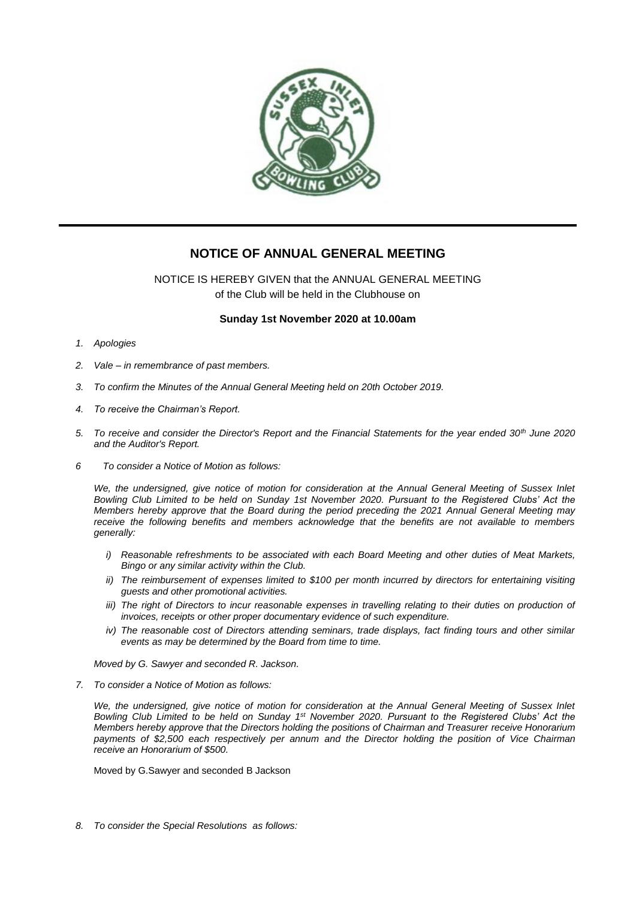# NOTICE OF ANNUAL GENERAL MEETING

NOTICE IS HEREBY GIVEN that the ANNUAL GENERAL MEETING of the Club will be held in the Clubhouse on

**Sunday 1st November 2020 at 10.00am**

1. *Apologies*
2. *Vale – in remembrance of past members.*
3. *To confirm the Minutes of the Annual General Meeting held on 20th October 2019.*
4. *To receive the Chairman's Report.*
5. *To receive and consider the Director's Report and the Financial Statements for the year ended 30th June 2020 and the Auditor's Report.*
6. *To consider a Notice of Motion as follows:*

   *We, the undersigned, give notice of motion for consideration at the Annual General Meeting of Sussex Inlet Bowling Club Limited to be held on Sunday 1st November 2020. Pursuant to the Registered Clubs' Act the Members hereby approve that the Board during the period preceding the 2021 Annual General Meeting may receive the following benefits and members acknowledge that the benefits are not available to members generally:*

   - *i) Reasonable refreshments to be associated with each Board Meeting and other duties of Meat Markets, Bingo or any similar activity within the Club.*
   - *ii) The reimbursement of expenses limited to $100 per month incurred by directors for entertaining visiting guests and other promotional activities.*
   - *iii) The right of Directors to incur reasonable expenses in travelling relating to their duties on production of invoices, receipts or other proper documentary evidence of such expenditure.*
   - *iv) The reasonable cost of Directors attending seminars, trade displays, fact finding tours and other similar events as may be determined by the Board from time to time.*

   *Moved by G. Sawyer and seconded R. Jackson.*

7. *To consider a Notice of Motion as follows:*

   *We, the undersigned, give notice of motion for consideration at the Annual General Meeting of Sussex Inlet Bowling Club Limited to be held on Sunday 1st November 2020. Pursuant to the Registered Clubs' Act the Members hereby approve that the Directors holding the positions of Chairman and Treasurer receive Honorarium payments of $2,500 each respectively per annum and the Director holding the position of Vice Chairman receive an Honorarium of $500.*

   Moved by G.Sawyer and seconded B Jackson

8. *To consider the Special Resolutions as follows:*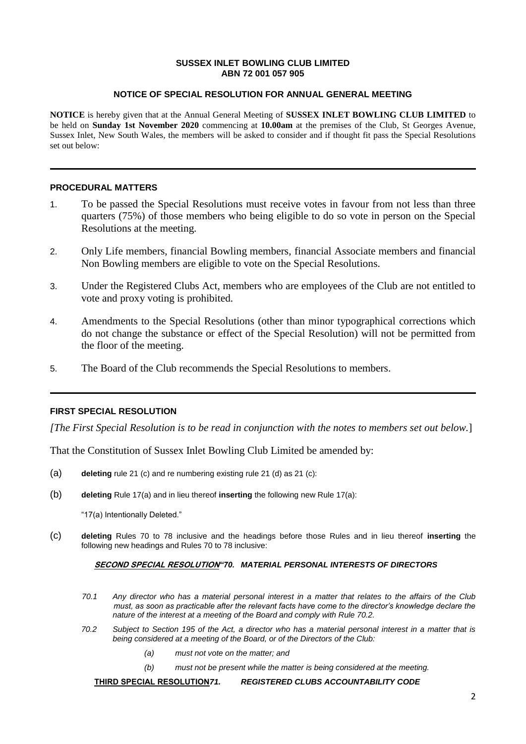**SUSSEX INLET BOWLING CLUB LIMITED**
**ABN 72 001 057 905**

**NOTICE OF SPECIAL RESOLUTION FOR ANNUAL GENERAL MEETING**

**NOTICE** is hereby given that at the Annual General Meeting of **SUSSEX INLET BOWLING CLUB LIMITED** to be held on **Sunday 1st November 2020** commencing at **10.00am** at the premises of the Club, St Georges Avenue, Sussex Inlet, New South Wales, the members will be asked to consider and if thought fit pass the Special Resolutions set out below:

---

### PROCEDURAL MATTERS

1. To be passed the Special Resolutions must receive votes in favour from not less than three quarters (75%) of those members who being eligible to do so vote in person on the Special Resolutions at the meeting.
2. Only Life members, financial Bowling members, financial Associate members and financial Non Bowling members are eligible to vote on the Special Resolutions.
3. Under the Registered Clubs Act, members who are employees of the Club are not entitled to vote and proxy voting is prohibited.
4. Amendments to the Special Resolutions (other than minor typographical corrections which do not change the substance or effect of the Special Resolution) will not be permitted from the floor of the meeting.
5. The Board of the Club recommends the Special Resolutions to members.

---

### FIRST SPECIAL RESOLUTION

*[The First Special Resolution is to be read in conjunction with the notes to members set out below.]*

That the Constitution of Sussex Inlet Bowling Club Limited be amended by:

(a) **deleting** rule 21 (c) and re numbering existing rule 21 (d) as 21 (c):

(b) **deleting** Rule 17(a) and in lieu thereof **inserting** the following new Rule 17(a):

"17(a) Intentionally Deleted."

(c) **deleting** Rules 70 to 78 inclusive and the headings before those Rules and in lieu thereof **inserting** the following new headings and Rules 70 to 78 inclusive:

**SECOND SPECIAL RESOLUTION*"70. MATERIAL PERSONAL INTERESTS OF DIRECTORS***

*70.1 Any director who has a material personal interest in a matter that relates to the affairs of the Club must, as soon as practicable after the relevant facts have come to the director's knowledge declare the nature of the interest at a meeting of the Board and comply with Rule 70.2.*

*70.2 Subject to Section 195 of the Act, a director who has a material personal interest in a matter that is being considered at a meeting of the Board, or of the Directors of the Club:*

*(a) must not vote on the matter; and*

*(b) must not be present while the matter is being considered at the meeting.*

**THIRD SPECIAL RESOLUTION*71. REGISTERED CLUBS ACCOUNTABILITY CODE***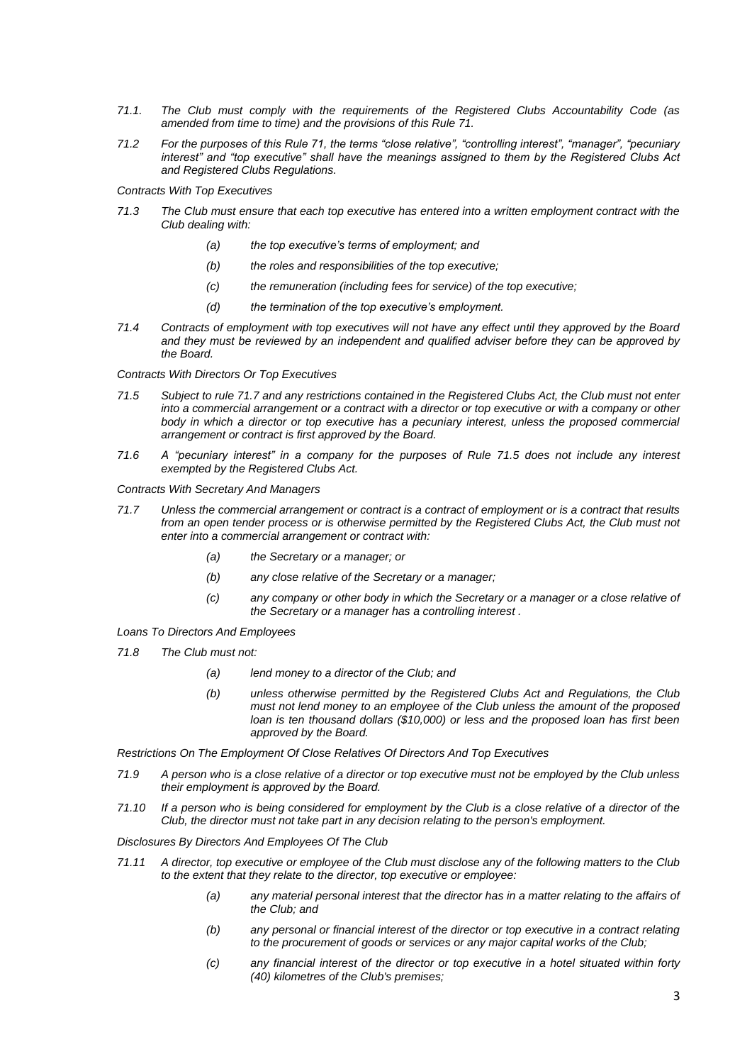*71.1. The Club must comply with the requirements of the Registered Clubs Accountability Code (as amended from time to time) and the provisions of this Rule 71.*

*71.2 For the purposes of this Rule 71, the terms "close relative", "controlling interest", "manager", "pecuniary interest" and "top executive" shall have the meanings assigned to them by the Registered Clubs Act and Registered Clubs Regulations.*

*Contracts With Top Executives*

*71.3 The Club must ensure that each top executive has entered into a written employment contract with the Club dealing with:*

- *(a) the top executive's terms of employment; and*
- *(b) the roles and responsibilities of the top executive;*
- *(c) the remuneration (including fees for service) of the top executive;*
- *(d) the termination of the top executive's employment.*

*71.4 Contracts of employment with top executives will not have any effect until they approved by the Board and they must be reviewed by an independent and qualified adviser before they can be approved by the Board.*

*Contracts With Directors Or Top Executives*

*71.5 Subject to rule 71.7 and any restrictions contained in the Registered Clubs Act, the Club must not enter into a commercial arrangement or a contract with a director or top executive or with a company or other body in which a director or top executive has a pecuniary interest, unless the proposed commercial arrangement or contract is first approved by the Board.*

*71.6 A "pecuniary interest" in a company for the purposes of Rule 71.5 does not include any interest exempted by the Registered Clubs Act.*

*Contracts With Secretary And Managers*

*71.7 Unless the commercial arrangement or contract is a contract of employment or is a contract that results from an open tender process or is otherwise permitted by the Registered Clubs Act, the Club must not enter into a commercial arrangement or contract with:*

- *(a) the Secretary or a manager; or*
- *(b) any close relative of the Secretary or a manager;*
- *(c) any company or other body in which the Secretary or a manager or a close relative of the Secretary or a manager has a controlling interest .*

*Loans To Directors And Employees*

*71.8 The Club must not:*

- *(a) lend money to a director of the Club; and*
- *(b) unless otherwise permitted by the Registered Clubs Act and Regulations, the Club must not lend money to an employee of the Club unless the amount of the proposed loan is ten thousand dollars ($10,000) or less and the proposed loan has first been approved by the Board.*

*Restrictions On The Employment Of Close Relatives Of Directors And Top Executives*

*71.9 A person who is a close relative of a director or top executive must not be employed by the Club unless their employment is approved by the Board.*

*71.10 If a person who is being considered for employment by the Club is a close relative of a director of the Club, the director must not take part in any decision relating to the person's employment.*

*Disclosures By Directors And Employees Of The Club*

*71.11 A director, top executive or employee of the Club must disclose any of the following matters to the Club to the extent that they relate to the director, top executive or employee:*

- *(a) any material personal interest that the director has in a matter relating to the affairs of the Club; and*
- *(b) any personal or financial interest of the director or top executive in a contract relating to the procurement of goods or services or any major capital works of the Club;*
- *(c) any financial interest of the director or top executive in a hotel situated within forty (40) kilometres of the Club's premises;*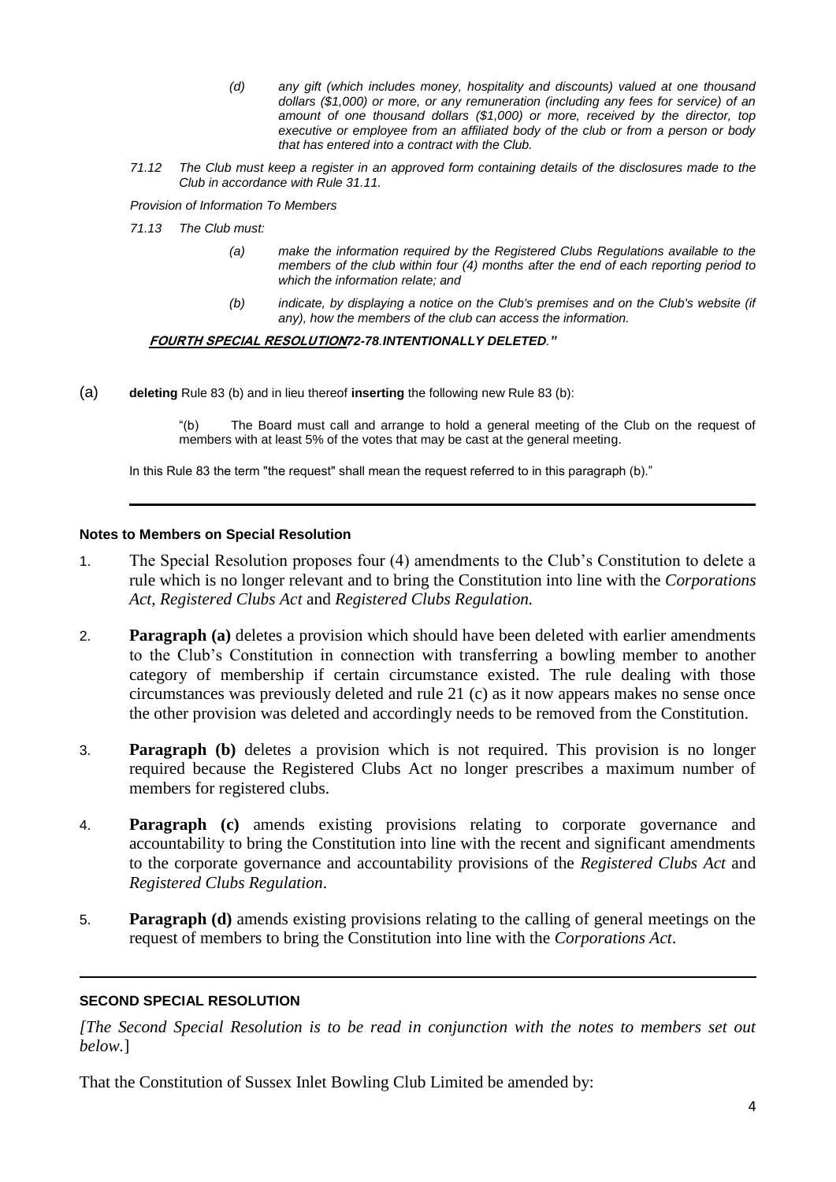*(d) any gift (which includes money, hospitality and discounts) valued at one thousand dollars ($1,000) or more, or any remuneration (including any fees for service) of an amount of one thousand dollars ($1,000) or more, received by the director, top executive or employee from an affiliated body of the club or from a person or body that has entered into a contract with the Club.*

*71.12 The Club must keep a register in an approved form containing details of the disclosures made to the Club in accordance with Rule 31.11.*

*Provision of Information To Members*

*71.13 The Club must:*

*(a) make the information required by the Registered Clubs Regulations available to the members of the club within four (4) months after the end of each reporting period to which the information relate; and*

*(b) indicate, by displaying a notice on the Club's premises and on the Club's website (if any), how the members of the club can access the information.*

***FOURTH SPECIAL RESOLUTION72-78**. **INTENTIONALLY DELETED**."*

(a) **deleting** Rule 83 (b) and in lieu thereof **inserting** the following new Rule 83 (b):

"(b) The Board must call and arrange to hold a general meeting of the Club on the request of members with at least 5% of the votes that may be cast at the general meeting.

In this Rule 83 the term "the request" shall mean the request referred to in this paragraph (b)."

---

**Notes to Members on Special Resolution**

1. The Special Resolution proposes four (4) amendments to the Club's Constitution to delete a rule which is no longer relevant and to bring the Constitution into line with the *Corporations Act*, *Registered Clubs Act* and *Registered Clubs Regulation.*

2. **Paragraph (a)** deletes a provision which should have been deleted with earlier amendments to the Club's Constitution in connection with transferring a bowling member to another category of membership if certain circumstance existed. The rule dealing with those circumstances was previously deleted and rule 21 (c) as it now appears makes no sense once the other provision was deleted and accordingly needs to be removed from the Constitution.

3. **Paragraph (b)** deletes a provision which is not required. This provision is no longer required because the Registered Clubs Act no longer prescribes a maximum number of members for registered clubs.

4. **Paragraph (c)** amends existing provisions relating to corporate governance and accountability to bring the Constitution into line with the recent and significant amendments to the corporate governance and accountability provisions of the *Registered Clubs Act* and *Registered Clubs Regulation*.

5. **Paragraph (d)** amends existing provisions relating to the calling of general meetings on the request of members to bring the Constitution into line with the *Corporations Act*.

---

**SECOND SPECIAL RESOLUTION**

*[The Second Special Resolution is to be read in conjunction with the notes to members set out below.*]

That the Constitution of Sussex Inlet Bowling Club Limited be amended by: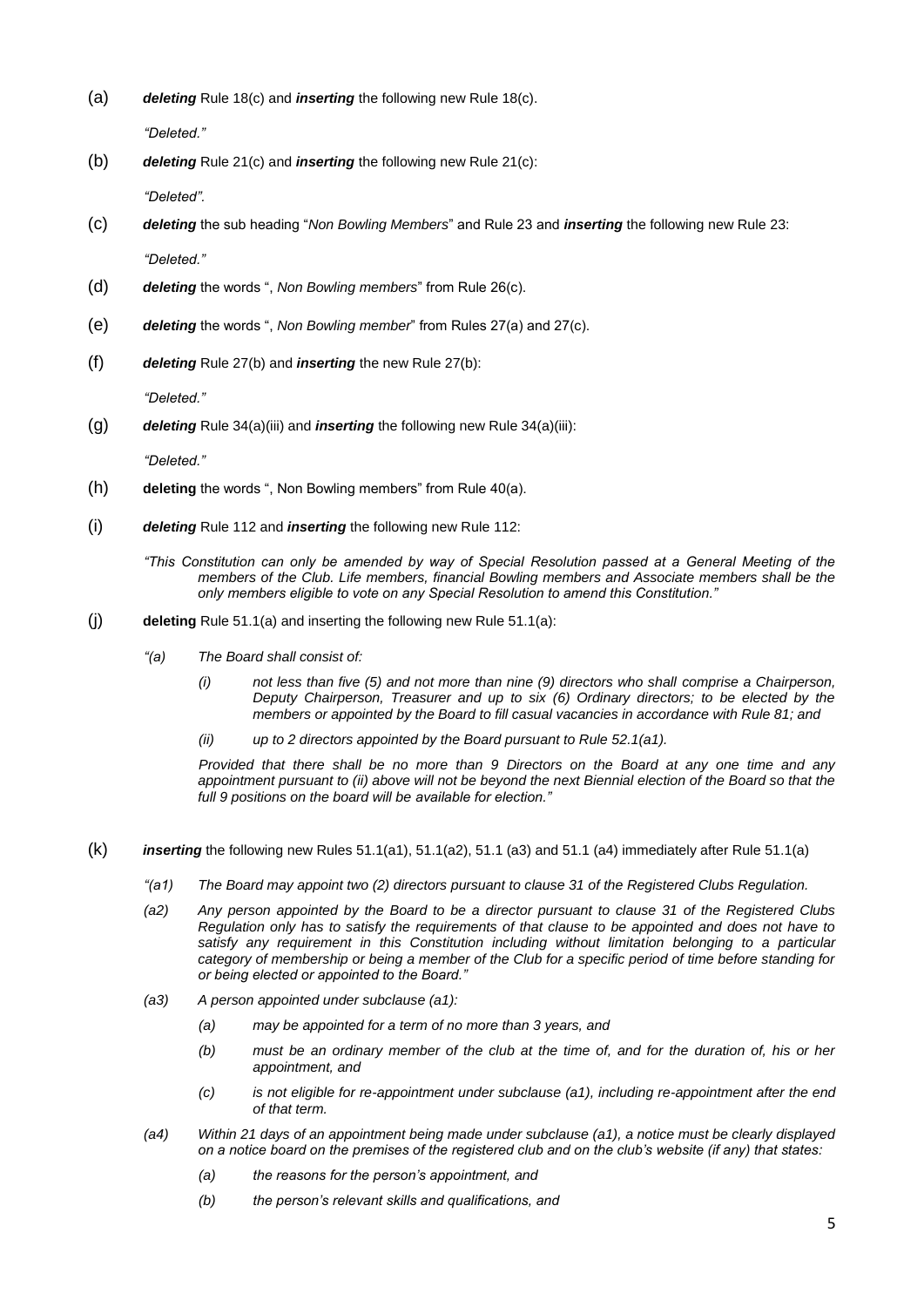(a) ***deleting*** Rule 18(c) and ***inserting*** the following new Rule 18(c).

*"Deleted."*

(b) ***deleting*** Rule 21(c) and ***inserting*** the following new Rule 21(c):

*"Deleted"*.

(c) ***deleting*** the sub heading "*Non Bowling Members*" and Rule 23 and ***inserting*** the following new Rule 23:

*"Deleted."*

(d) ***deleting*** the words ", *Non Bowling members*" from Rule 26(c).

(e) ***deleting*** the words ", *Non Bowling member*" from Rules 27(a) and 27(c).

(f) ***deleting*** Rule 27(b) and ***inserting*** the new Rule 27(b):

*"Deleted."*

(g) ***deleting*** Rule 34(a)(iii) and ***inserting*** the following new Rule 34(a)(iii):

*"Deleted."*

(h) **deleting** the words ", Non Bowling members" from Rule 40(a).

(i) ***deleting*** Rule 112 and ***inserting*** the following new Rule 112:

*"This Constitution can only be amended by way of Special Resolution passed at a General Meeting of the members of the Club. Life members, financial Bowling members and Associate members shall be the only members eligible to vote on any Special Resolution to amend this Constitution."*

(j) **deleting** Rule 51.1(a) and inserting the following new Rule 51.1(a):

*"(a) The Board shall consist of:*

*(i) not less than five (5) and not more than nine (9) directors who shall comprise a Chairperson, Deputy Chairperson, Treasurer and up to six (6) Ordinary directors; to be elected by the members or appointed by the Board to fill casual vacancies in accordance with Rule 81; and*

*(ii) up to 2 directors appointed by the Board pursuant to Rule 52.1(a1).*

*Provided that there shall be no more than 9 Directors on the Board at any one time and any appointment pursuant to (ii) above will not be beyond the next Biennial election of the Board so that the full 9 positions on the board will be available for election."*

(k) ***inserting*** the following new Rules 51.1(a1), 51.1(a2), 51.1 (a3) and 51.1 (a4) immediately after Rule 51.1(a)

*"(a1) The Board may appoint two (2) directors pursuant to clause 31 of the Registered Clubs Regulation.*

*(a2) Any person appointed by the Board to be a director pursuant to clause 31 of the Registered Clubs Regulation only has to satisfy the requirements of that clause to be appointed and does not have to satisfy any requirement in this Constitution including without limitation belonging to a particular category of membership or being a member of the Club for a specific period of time before standing for or being elected or appointed to the Board."*

*(a3) A person appointed under subclause (a1):*

*(a) may be appointed for a term of no more than 3 years, and*

*(b) must be an ordinary member of the club at the time of, and for the duration of, his or her appointment, and*

*(c) is not eligible for re-appointment under subclause (a1), including re-appointment after the end of that term.*

*(a4) Within 21 days of an appointment being made under subclause (a1), a notice must be clearly displayed on a notice board on the premises of the registered club and on the club's website (if any) that states:*

*(a) the reasons for the person's appointment, and*

*(b) the person's relevant skills and qualifications, and*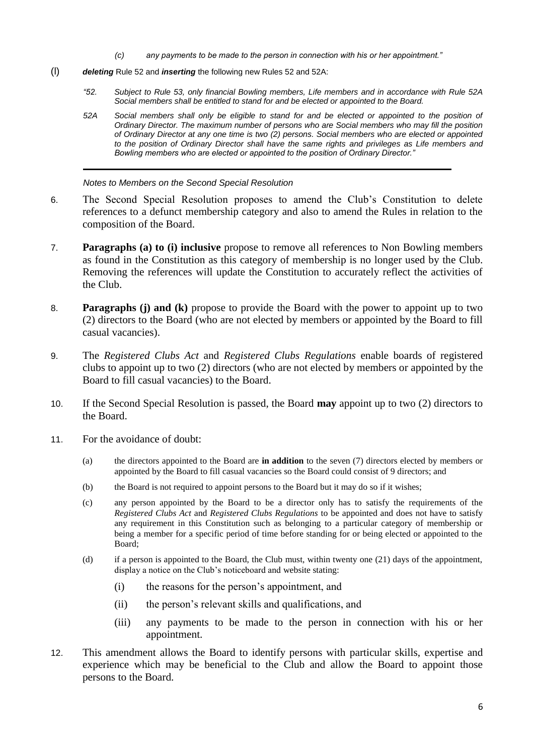*(c) any payments to be made to the person in connection with his or her appointment."*

(l) ***deleting*** Rule 52 and ***inserting*** the following new Rules 52 and 52A:

> *"52. Subject to Rule 53, only financial Bowling members, Life members and in accordance with Rule 52A Social members shall be entitled to stand for and be elected or appointed to the Board.*
>
> *52A Social members shall only be eligible to stand for and be elected or appointed to the position of Ordinary Director. The maximum number of persons who are Social members who may fill the position of Ordinary Director at any one time is two (2) persons. Social members who are elected or appointed to the position of Ordinary Director shall have the same rights and privileges as Life members and Bowling members who are elected or appointed to the position of Ordinary Director."*

---

*Notes to Members on the Second Special Resolution*

6. The Second Special Resolution proposes to amend the Club's Constitution to delete references to a defunct membership category and also to amend the Rules in relation to the composition of the Board.

7. **Paragraphs (a) to (i) inclusive** propose to remove all references to Non Bowling members as found in the Constitution as this category of membership is no longer used by the Club. Removing the references will update the Constitution to accurately reflect the activities of the Club.

8. **Paragraphs (j) and (k)** propose to provide the Board with the power to appoint up to two (2) directors to the Board (who are not elected by members or appointed by the Board to fill casual vacancies).

9. The *Registered Clubs Act* and *Registered Clubs Regulations* enable boards of registered clubs to appoint up to two (2) directors (who are not elected by members or appointed by the Board to fill casual vacancies) to the Board.

10. If the Second Special Resolution is passed, the Board **may** appoint up to two (2) directors to the Board.

11. For the avoidance of doubt:

    (a) the directors appointed to the Board are **in addition** to the seven (7) directors elected by members or appointed by the Board to fill casual vacancies so the Board could consist of 9 directors; and

    (b) the Board is not required to appoint persons to the Board but it may do so if it wishes;

    (c) any person appointed by the Board to be a director only has to satisfy the requirements of the *Registered Clubs Act* and *Registered Clubs Regulations* to be appointed and does not have to satisfy any requirement in this Constitution such as belonging to a particular category of membership or being a member for a specific period of time before standing for or being elected or appointed to the Board;

    (d) if a person is appointed to the Board, the Club must, within twenty one (21) days of the appointment, display a notice on the Club's noticeboard and website stating:

    (i) the reasons for the person's appointment, and

    (ii) the person's relevant skills and qualifications, and

    (iii) any payments to be made to the person in connection with his or her appointment.

12. This amendment allows the Board to identify persons with particular skills, expertise and experience which may be beneficial to the Club and allow the Board to appoint those persons to the Board.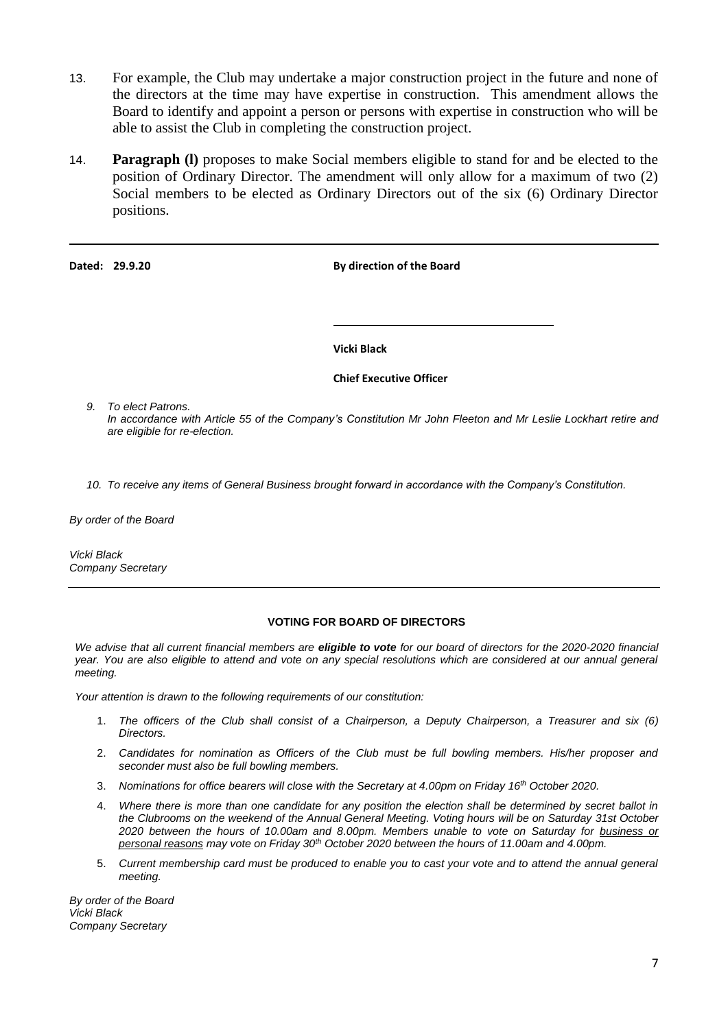13. For example, the Club may undertake a major construction project in the future and none of the directors at the time may have expertise in construction. This amendment allows the Board to identify and appoint a person or persons with expertise in construction who will be able to assist the Club in completing the construction project.

14. **Paragraph (l)** proposes to make Social members eligible to stand for and be elected to the position of Ordinary Director. The amendment will only allow for a maximum of two (2) Social members to be elected as Ordinary Directors out of the six (6) Ordinary Director positions.

---

**Dated: 29.9.20** **By direction of the Board**

**Vicki Black**

**Chief Executive Officer**

*9. To elect Patrons.*
*In accordance with Article 55 of the Company's Constitution Mr John Fleeton and Mr Leslie Lockhart retire and are eligible for re-election.*

*10. To receive any items of General Business brought forward in accordance with the Company's Constitution.*

*By order of the Board*

*Vicki Black*
*Company Secretary*

---

**VOTING FOR BOARD OF DIRECTORS**

*We advise that all current financial members are* ***eligible to vote*** *for our board of directors for the 2020-2020 financial year. You are also eligible to attend and vote on any special resolutions which are considered at our annual general meeting.*

*Your attention is drawn to the following requirements of our constitution:*

1. *The officers of the Club shall consist of a Chairperson, a Deputy Chairperson, a Treasurer and six (6) Directors.*
2. *Candidates for nomination as Officers of the Club must be full bowling members. His/her proposer and seconder must also be full bowling members.*
3. *Nominations for office bearers will close with the Secretary at 4.00pm on Friday 16th October 2020.*
4. *Where there is more than one candidate for any position the election shall be determined by secret ballot in the Clubrooms on the weekend of the Annual General Meeting. Voting hours will be on Saturday 31st October 2020 between the hours of 10.00am and 8.00pm. Members unable to vote on Saturday for business or personal reasons may vote on Friday 30th October 2020 between the hours of 11.00am and 4.00pm.*
5. *Current membership card must be produced to enable you to cast your vote and to attend the annual general meeting.*

*By order of the Board*
*Vicki Black*
*Company Secretary*